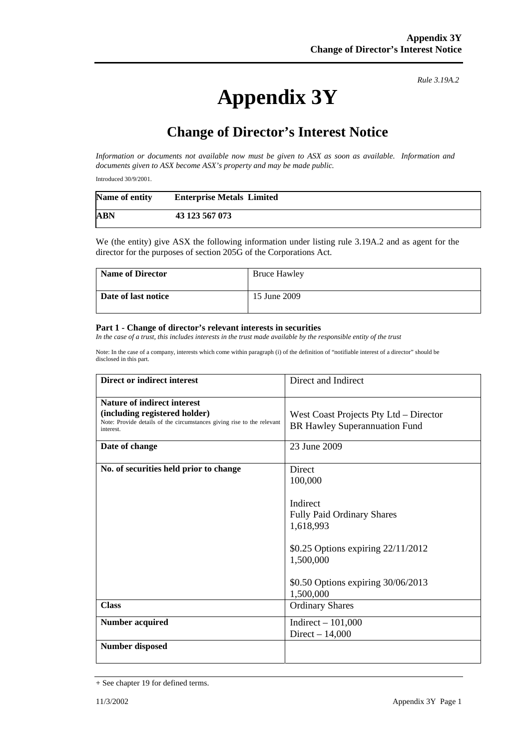*Rule 3.19A.2*

# Appendix 3Y

## Change of Director's Interest Notice

*Information or documents not available now must be given to ASX as soon as available. Information and documents given to ASX become ASX's property and may be made public.*

Introduced 30/9/2001.

| **Name of entity** | **Enterprise Metals Limited** |
|---|---|
| **ABN** | **43 123 567 073** |

We (the entity) give ASX the following information under listing rule 3.19A.2 and as agent for the director for the purposes of section 205G of the Corporations Act.

| **Name of Director** | Bruce Hawley |
|---|---|
| **Date of last notice** | 15 June 2009 |

**Part 1 - Change of director's relevant interests in securities**

*In the case of a trust, this includes interests in the trust made available by the responsible entity of the trust*

Note: In the case of a company, interests which come within paragraph (i) of the definition of "notifiable interest of a director" should be disclosed in this part.

| **Direct or indirect interest** | Direct and Indirect |
|---|---|
| **Nature of indirect interest (including registered holder)**<br>Note: Provide details of the circumstances giving rise to the relevant interest. | West Coast Projects Pty Ltd – Director<br>BR Hawley Superannuation Fund |
| **Date of change** | 23 June 2009 |
| **No. of securities held prior to change** | Direct<br>100,000<br><br>Indirect<br>Fully Paid Ordinary Shares<br>1,618,993<br><br>$0.25 Options expiring 22/11/2012<br>1,500,000<br><br>$0.50 Options expiring 30/06/2013<br>1,500,000 |
| **Class** | Ordinary Shares |
| **Number acquired** | Indirect – 101,000<br>Direct – 14,000 |
| **Number disposed** | |

+ See chapter 19 for defined terms.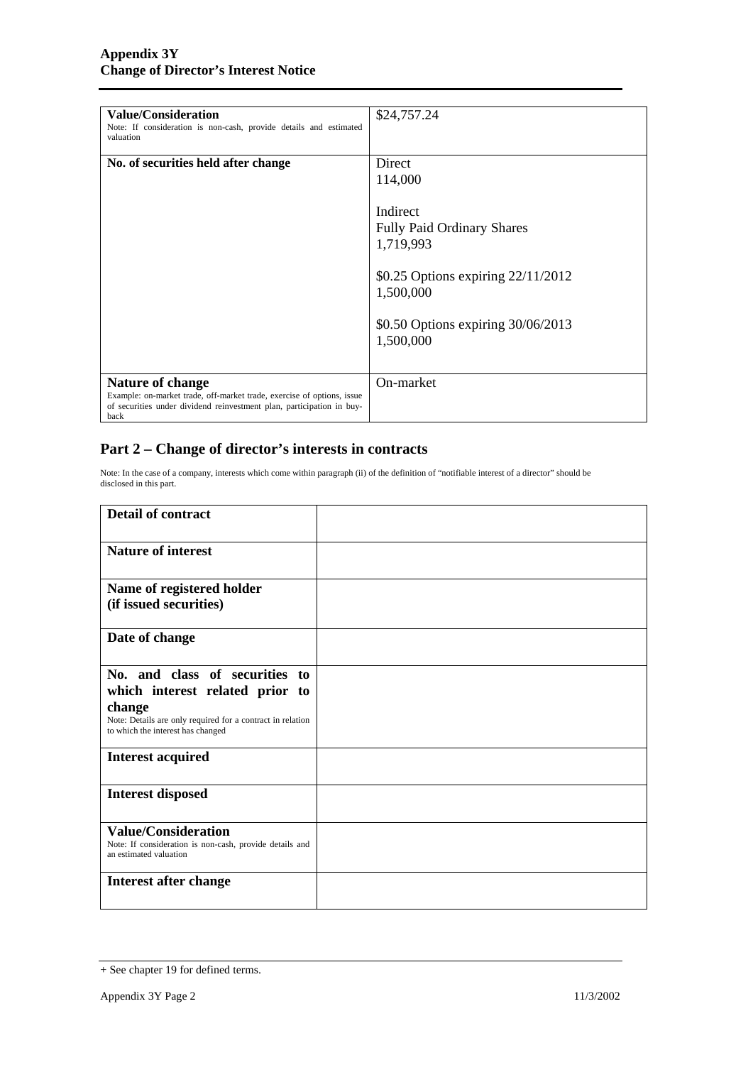| | |
|---|---|
| **Value/Consideration**<br>Note: If consideration is non-cash, provide details and estimated valuation | $24,757.24 |
| **No. of securities held after change** | Direct<br>114,000<br><br>Indirect<br>Fully Paid Ordinary Shares<br>1,719,993<br><br>$0.25 Options expiring 22/11/2012<br>1,500,000<br><br>$0.50 Options expiring 30/06/2013<br>1,500,000 |
| **Nature of change**<br>Example: on-market trade, off-market trade, exercise of options, issue of securities under dividend reinvestment plan, participation in buy-back | On-market |

## Part 2 – Change of director's interests in contracts

Note: In the case of a company, interests which come within paragraph (ii) of the definition of "notifiable interest of a director" should be disclosed in this part.

| | |
|---|---|
| **Detail of contract** | |
| **Nature of interest** | |
| **Name of registered holder (if issued securities)** | |
| **Date of change** | |
| **No. and class of securities to which interest related prior to change**<br>Note: Details are only required for a contract in relation to which the interest has changed | |
| **Interest acquired** | |
| **Interest disposed** | |
| **Value/Consideration**<br>Note: If consideration is non-cash, provide details and an estimated valuation | |
| **Interest after change** | |

+ See chapter 19 for defined terms.